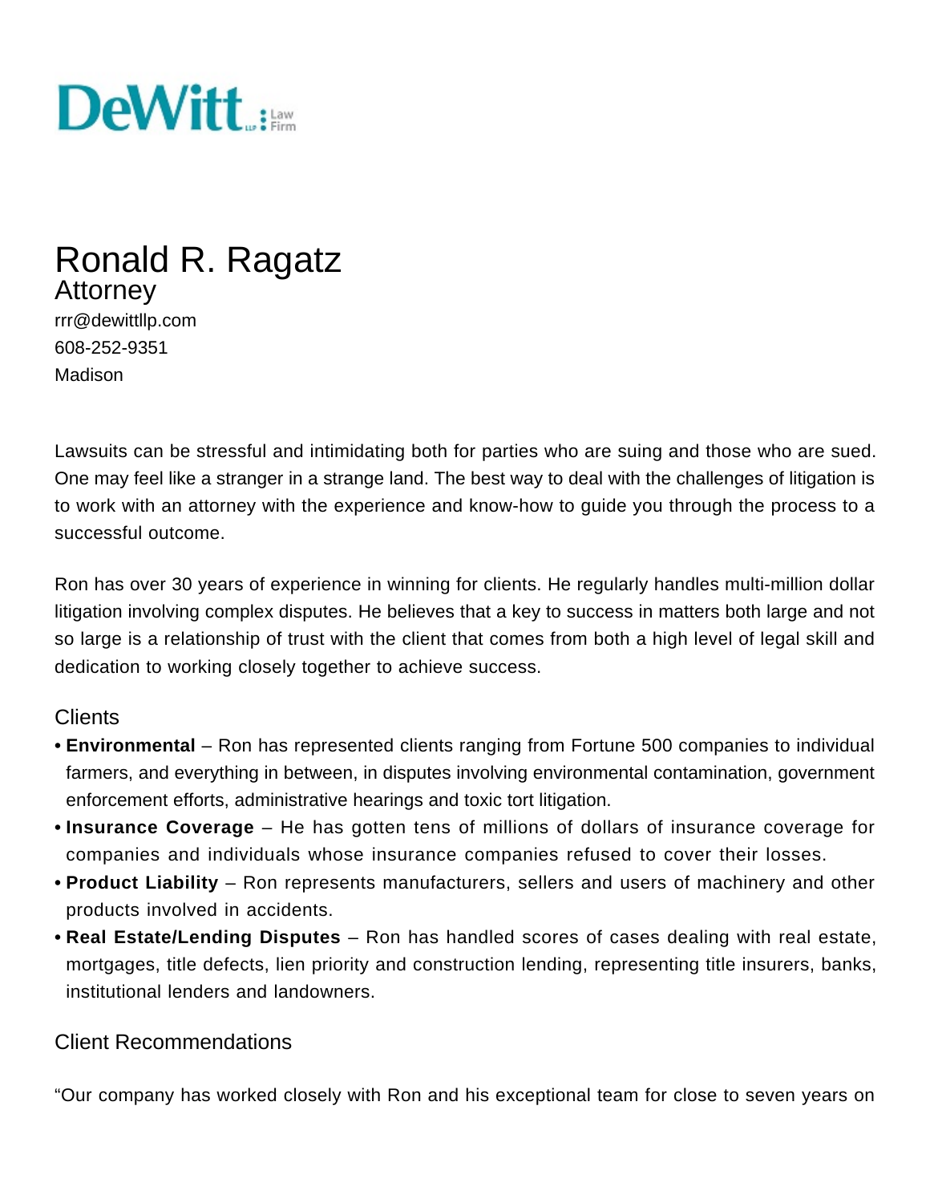DeWitt LLP Law Firm

# Ronald R. Ragatz

## Attorney

rrr@dewittllp.com
608-252-9351
Madison

Lawsuits can be stressful and intimidating both for parties who are suing and those who are sued. One may feel like a stranger in a strange land. The best way to deal with the challenges of litigation is to work with an attorney with the experience and know-how to guide you through the process to a successful outcome.

Ron has over 30 years of experience in winning for clients. He regularly handles multi-million dollar litigation involving complex disputes. He believes that a key to success in matters both large and not so large is a relationship of trust with the client that comes from both a high level of legal skill and dedication to working closely together to achieve success.

### Clients

- **Environmental** – Ron has represented clients ranging from Fortune 500 companies to individual farmers, and everything in between, in disputes involving environmental contamination, government enforcement efforts, administrative hearings and toxic tort litigation.
- **Insurance Coverage** – He has gotten tens of millions of dollars of insurance coverage for companies and individuals whose insurance companies refused to cover their losses.
- **Product Liability** – Ron represents manufacturers, sellers and users of machinery and other products involved in accidents.
- **Real Estate/Lending Disputes** – Ron has handled scores of cases dealing with real estate, mortgages, title defects, lien priority and construction lending, representing title insurers, banks, institutional lenders and landowners.

### Client Recommendations

"Our company has worked closely with Ron and his exceptional team for close to seven years on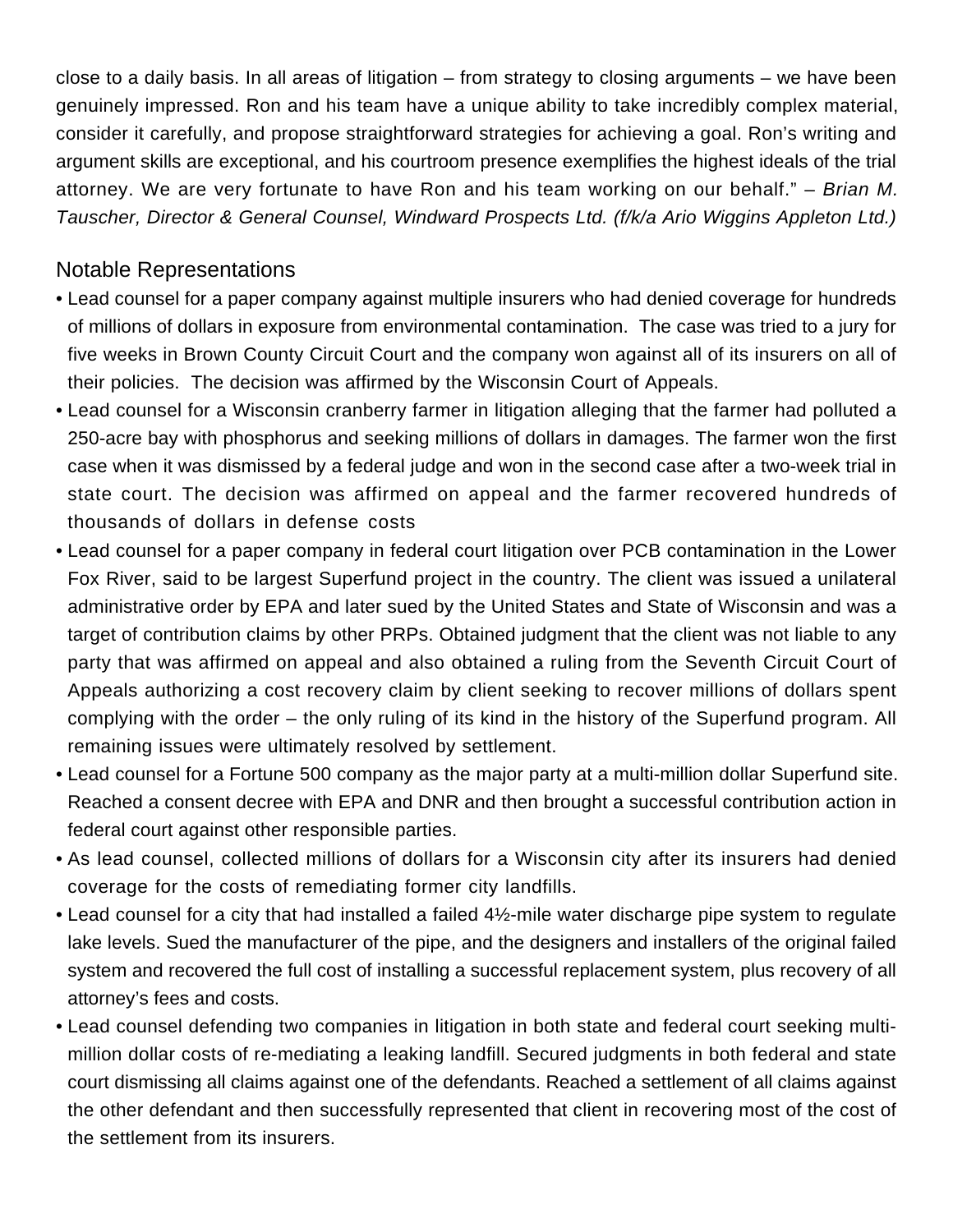close to a daily basis. In all areas of litigation – from strategy to closing arguments – we have been genuinely impressed. Ron and his team have a unique ability to take incredibly complex material, consider it carefully, and propose straightforward strategies for achieving a goal. Ron's writing and argument skills are exceptional, and his courtroom presence exemplifies the highest ideals of the trial attorney. We are very fortunate to have Ron and his team working on our behalf." – *Brian M. Tauscher, Director & General Counsel, Windward Prospects Ltd. (f/k/a Ario Wiggins Appleton Ltd.)*

## Notable Representations

- Lead counsel for a paper company against multiple insurers who had denied coverage for hundreds of millions of dollars in exposure from environmental contamination. The case was tried to a jury for five weeks in Brown County Circuit Court and the company won against all of its insurers on all of their policies. The decision was affirmed by the Wisconsin Court of Appeals.
- Lead counsel for a Wisconsin cranberry farmer in litigation alleging that the farmer had polluted a 250-acre bay with phosphorus and seeking millions of dollars in damages. The farmer won the first case when it was dismissed by a federal judge and won in the second case after a two-week trial in state court. The decision was affirmed on appeal and the farmer recovered hundreds of thousands of dollars in defense costs
- Lead counsel for a paper company in federal court litigation over PCB contamination in the Lower Fox River, said to be largest Superfund project in the country. The client was issued a unilateral administrative order by EPA and later sued by the United States and State of Wisconsin and was a target of contribution claims by other PRPs. Obtained judgment that the client was not liable to any party that was affirmed on appeal and also obtained a ruling from the Seventh Circuit Court of Appeals authorizing a cost recovery claim by client seeking to recover millions of dollars spent complying with the order – the only ruling of its kind in the history of the Superfund program. All remaining issues were ultimately resolved by settlement.
- Lead counsel for a Fortune 500 company as the major party at a multi-million dollar Superfund site. Reached a consent decree with EPA and DNR and then brought a successful contribution action in federal court against other responsible parties.
- As lead counsel, collected millions of dollars for a Wisconsin city after its insurers had denied coverage for the costs of remediating former city landfills.
- Lead counsel for a city that had installed a failed 4½-mile water discharge pipe system to regulate lake levels. Sued the manufacturer of the pipe, and the designers and installers of the original failed system and recovered the full cost of installing a successful replacement system, plus recovery of all attorney's fees and costs.
- Lead counsel defending two companies in litigation in both state and federal court seeking multi-million dollar costs of re-mediating a leaking landfill. Secured judgments in both federal and state court dismissing all claims against one of the defendants. Reached a settlement of all claims against the other defendant and then successfully represented that client in recovering most of the cost of the settlement from its insurers.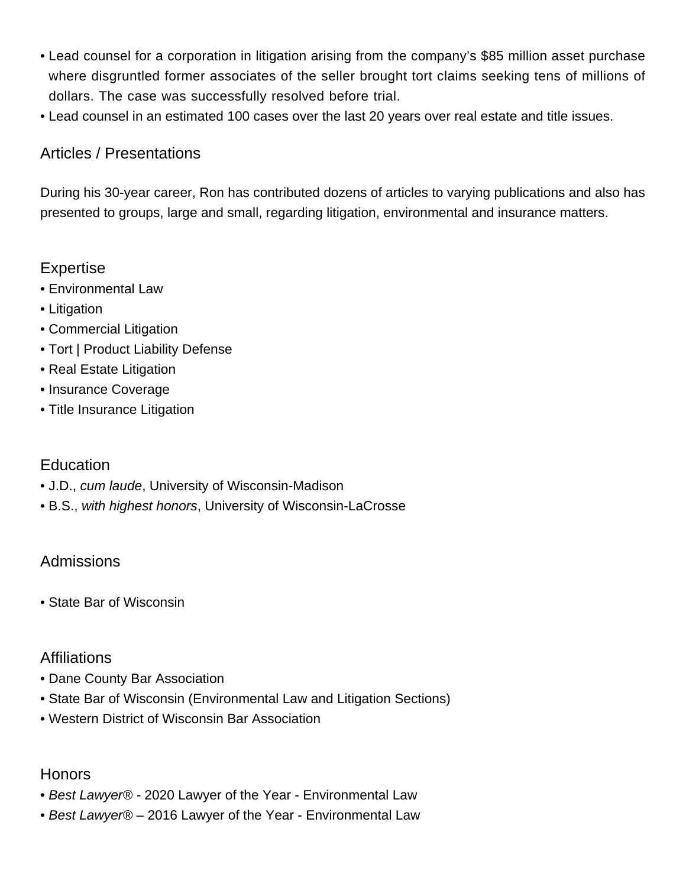- Lead counsel for a corporation in litigation arising from the company's $85 million asset purchase where disgruntled former associates of the seller brought tort claims seeking tens of millions of dollars. The case was successfully resolved before trial.
- Lead counsel in an estimated 100 cases over the last 20 years over real estate and title issues.

## Articles / Presentations

During his 30-year career, Ron has contributed dozens of articles to varying publications and also has presented to groups, large and small, regarding litigation, environmental and insurance matters.

## Expertise

- Environmental Law
- Litigation
- Commercial Litigation
- Tort | Product Liability Defense
- Real Estate Litigation
- Insurance Coverage
- Title Insurance Litigation

## Education

- J.D., *cum laude*, University of Wisconsin-Madison
- B.S., *with highest honors*, University of Wisconsin-LaCrosse

## Admissions

- State Bar of Wisconsin

## Affiliations

- Dane County Bar Association
- State Bar of Wisconsin (Environmental Law and Litigation Sections)
- Western District of Wisconsin Bar Association

## Honors

- *Best Lawyer®* - 2020 Lawyer of the Year - Environmental Law
- *Best Lawyer®* – 2016 Lawyer of the Year - Environmental Law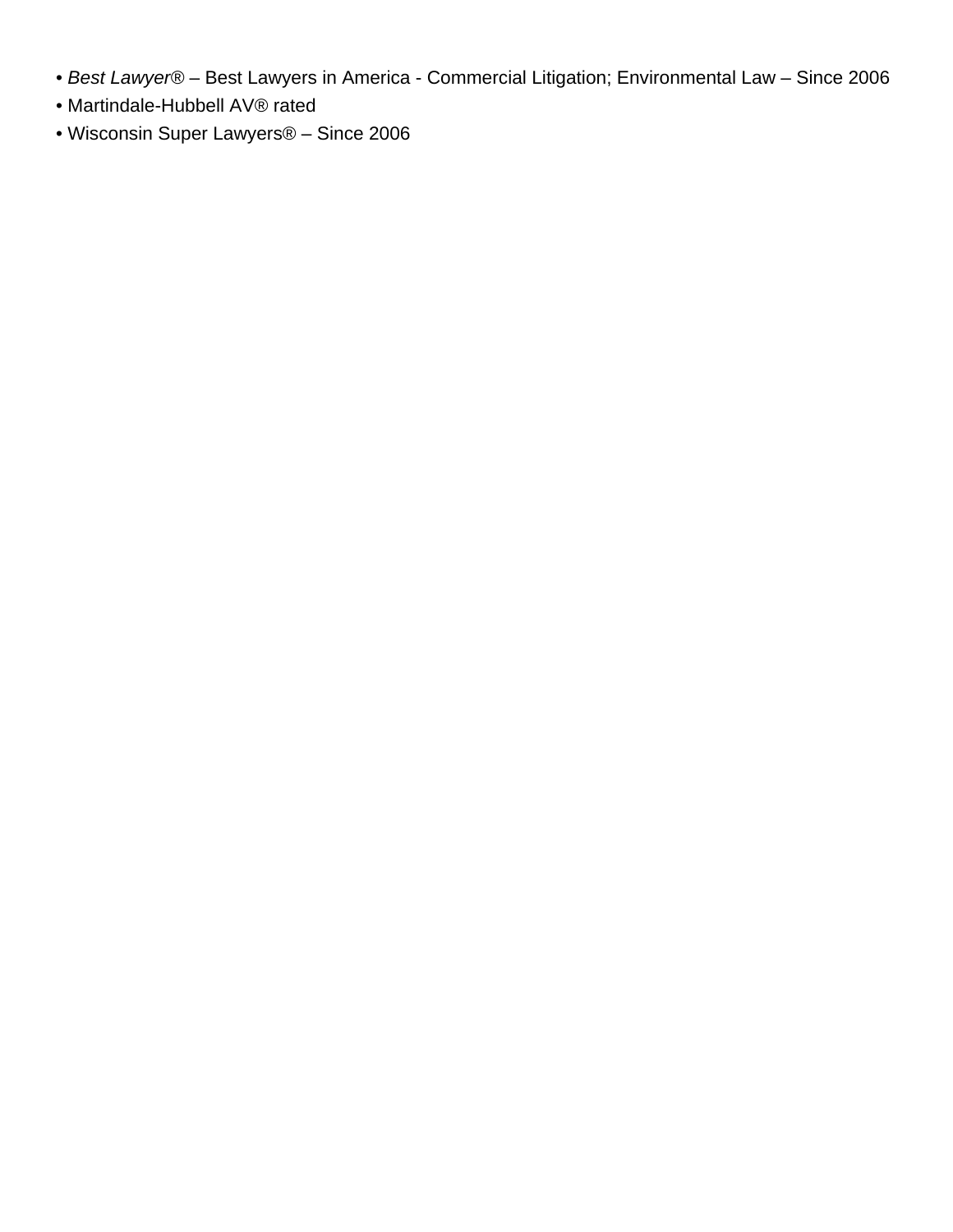- *Best Lawyer®* – Best Lawyers in America - Commercial Litigation; Environmental Law – Since 2006
- Martindale-Hubbell AV® rated
- Wisconsin Super Lawyers® – Since 2006